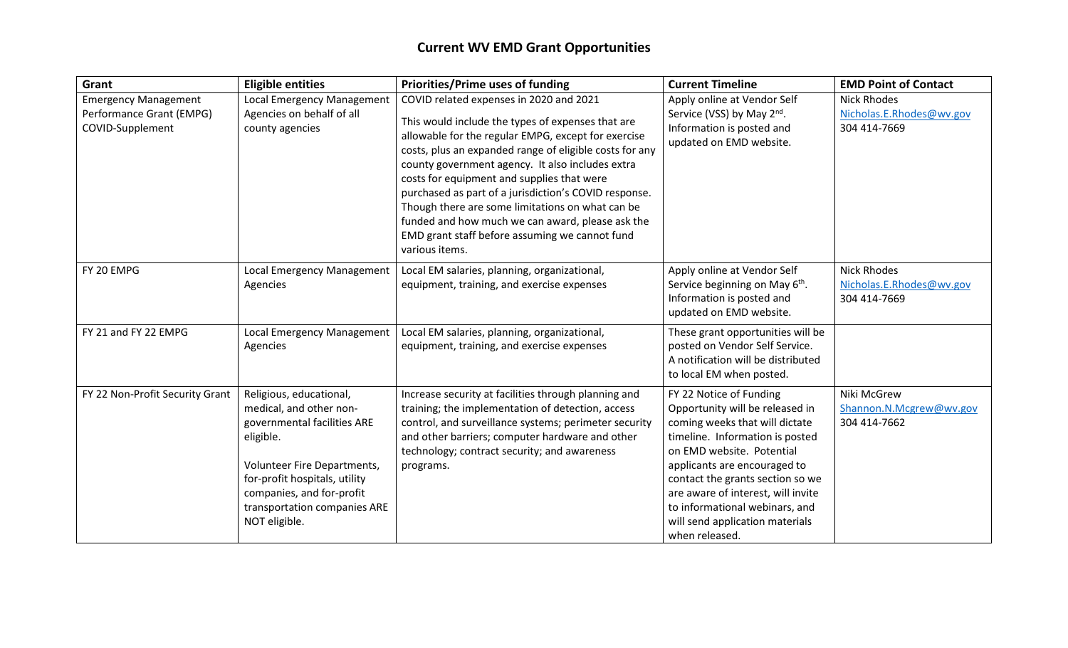# Current WV EMD Grant Opportunities

| Grant | Eligible entities | Priorities/Prime uses of funding | Current Timeline | EMD Point of Contact |
|---|---|---|---|---|
| Emergency Management Performance Grant (EMPG) COVID-Supplement | Local Emergency Management Agencies on behalf of all county agencies | COVID related expenses in 2020 and 2021<br><br>This would include the types of expenses that are allowable for the regular EMPG, except for exercise costs, plus an expanded range of eligible costs for any county government agency. It also includes extra costs for equipment and supplies that were purchased as part of a jurisdiction's COVID response. Though there are some limitations on what can be funded and how much we can award, please ask the EMD grant staff before assuming we cannot fund various items. | Apply online at Vendor Self Service (VSS) by May 2nd. Information is posted and updated on EMD website. | Nick Rhodes<br>Nicholas.E.Rhodes@wv.gov<br>304 414-7669 |
| FY 20 EMPG | Local Emergency Management Agencies | Local EM salaries, planning, organizational, equipment, training, and exercise expenses | Apply online at Vendor Self Service beginning on May 6th. Information is posted and updated on EMD website. | Nick Rhodes<br>Nicholas.E.Rhodes@wv.gov<br>304 414-7669 |
| FY 21 and FY 22 EMPG | Local Emergency Management Agencies | Local EM salaries, planning, organizational, equipment, training, and exercise expenses | These grant opportunities will be posted on Vendor Self Service. A notification will be distributed to local EM when posted. | |
| FY 22 Non-Profit Security Grant | Religious, educational, medical, and other non-governmental facilities ARE eligible.<br><br>Volunteer Fire Departments, for-profit hospitals, utility companies, and for-profit transportation companies ARE NOT eligible. | Increase security at facilities through planning and training; the implementation of detection, access control, and surveillance systems; perimeter security and other barriers; computer hardware and other technology; contract security; and awareness programs. | FY 22 Notice of Funding Opportunity will be released in coming weeks that will dictate timeline. Information is posted on EMD website. Potential applicants are encouraged to contact the grants section so we are aware of interest, will invite to informational webinars, and will send application materials when released. | Niki McGrew<br>Shannon.N.Mcgrew@wv.gov<br>304 414-7662 |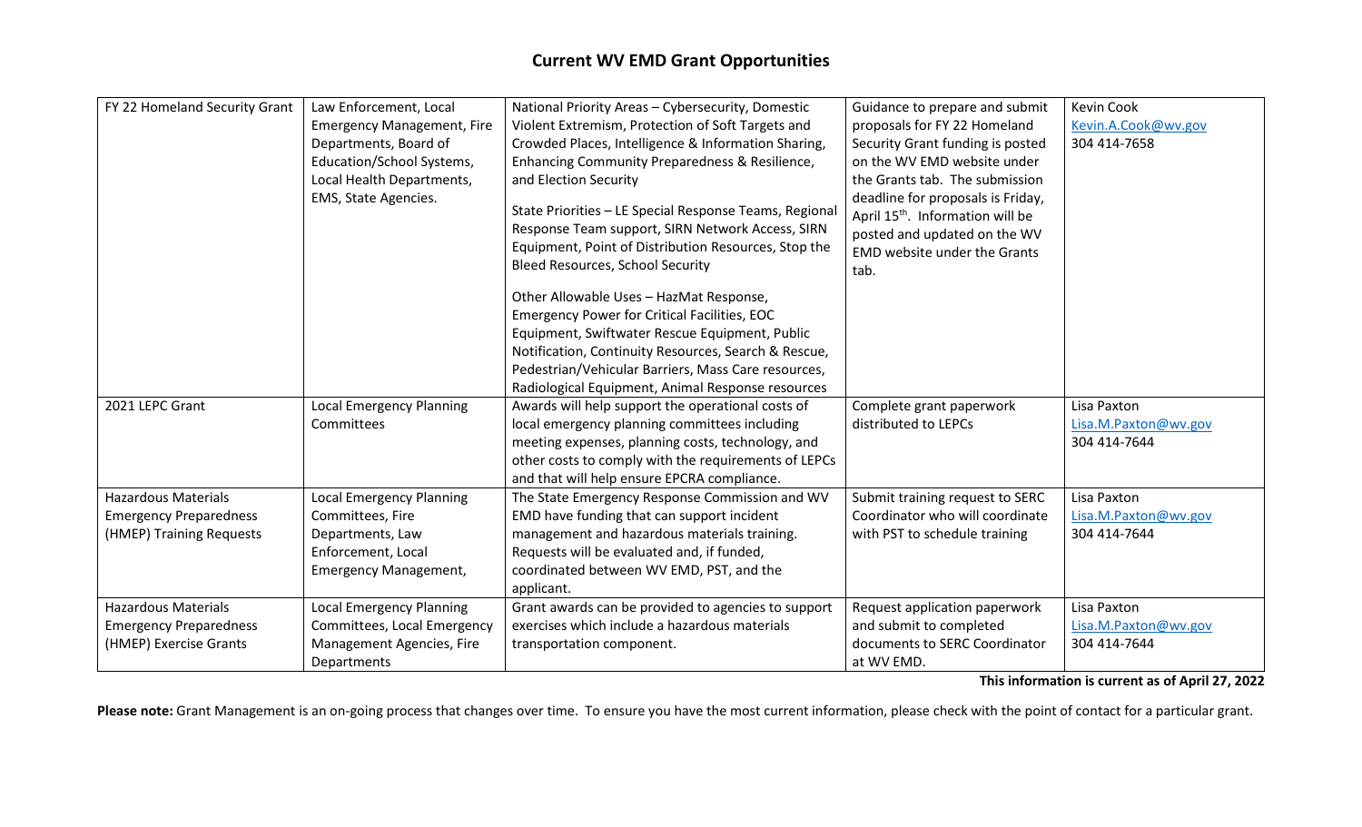# Current WV EMD Grant Opportunities

| | | | | |
|---|---|---|---|---|
| FY 22 Homeland Security Grant | Law Enforcement, Local Emergency Management, Fire Departments, Board of Education/School Systems, Local Health Departments, EMS, State Agencies. | National Priority Areas – Cybersecurity, Domestic Violent Extremism, Protection of Soft Targets and Crowded Places, Intelligence & Information Sharing, Enhancing Community Preparedness & Resilience, and Election Security<br><br>State Priorities – LE Special Response Teams, Regional Response Team support, SIRN Network Access, SIRN Equipment, Point of Distribution Resources, Stop the Bleed Resources, School Security<br><br>Other Allowable Uses – HazMat Response, Emergency Power for Critical Facilities, EOC Equipment, Swiftwater Rescue Equipment, Public Notification, Continuity Resources, Search & Rescue, Pedestrian/Vehicular Barriers, Mass Care resources, Radiological Equipment, Animal Response resources | Guidance to prepare and submit proposals for FY 22 Homeland Security Grant funding is posted on the WV EMD website under the Grants tab. The submission deadline for proposals is Friday, April 15th. Information will be posted and updated on the WV EMD website under the Grants tab. | Kevin Cook<br>Kevin.A.Cook@wv.gov<br>304 414-7658 |
| 2021 LEPC Grant | Local Emergency Planning Committees | Awards will help support the operational costs of local emergency planning committees including meeting expenses, planning costs, technology, and other costs to comply with the requirements of LEPCs and that will help ensure EPCRA compliance. | Complete grant paperwork distributed to LEPCs | Lisa Paxton<br>Lisa.M.Paxton@wv.gov<br>304 414-7644 |
| Hazardous Materials Emergency Preparedness (HMEP) Training Requests | Local Emergency Planning Committees, Fire Departments, Law Enforcement, Local Emergency Management, | The State Emergency Response Commission and WV EMD have funding that can support incident management and hazardous materials training. Requests will be evaluated and, if funded, coordinated between WV EMD, PST, and the applicant. | Submit training request to SERC Coordinator who will coordinate with PST to schedule training | Lisa Paxton<br>Lisa.M.Paxton@wv.gov<br>304 414-7644 |
| Hazardous Materials Emergency Preparedness (HMEP) Exercise Grants | Local Emergency Planning Committees, Local Emergency Management Agencies, Fire Departments | Grant awards can be provided to agencies to support exercises which include a hazardous materials transportation component. | Request application paperwork and submit to completed documents to SERC Coordinator at WV EMD. | Lisa Paxton<br>Lisa.M.Paxton@wv.gov<br>304 414-7644 |

**This information is current as of April 27, 2022**

**Please note:** Grant Management is an on-going process that changes over time. To ensure you have the most current information, please check with the point of contact for a particular grant.